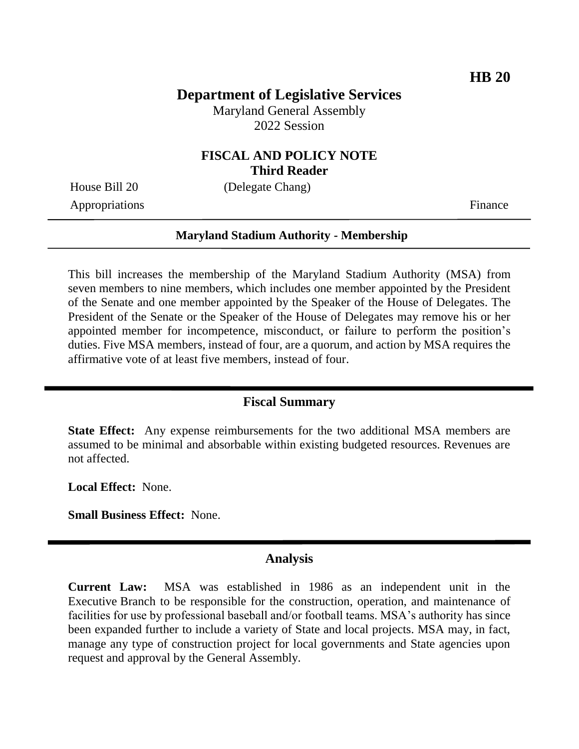**HB 20**

# Department of Legislative Services

Maryland General Assembly
2022 Session

## FISCAL AND POLICY NOTE
**Third Reader**

House Bill 20 (Delegate Chang)

Appropriations Finance

---

**Maryland Stadium Authority - Membership**

---

This bill increases the membership of the Maryland Stadium Authority (MSA) from seven members to nine members, which includes one member appointed by the President of the Senate and one member appointed by the Speaker of the House of Delegates. The President of the Senate or the Speaker of the House of Delegates may remove his or her appointed member for incompetence, misconduct, or failure to perform the position's duties. Five MSA members, instead of four, are a quorum, and action by MSA requires the affirmative vote of at least five members, instead of four.

---

## Fiscal Summary

**State Effect:** Any expense reimbursements for the two additional MSA members are assumed to be minimal and absorbable within existing budgeted resources. Revenues are not affected.

**Local Effect:** None.

**Small Business Effect:** None.

---

## Analysis

**Current Law:** MSA was established in 1986 as an independent unit in the Executive Branch to be responsible for the construction, operation, and maintenance of facilities for use by professional baseball and/or football teams. MSA's authority has since been expanded further to include a variety of State and local projects. MSA may, in fact, manage any type of construction project for local governments and State agencies upon request and approval by the General Assembly.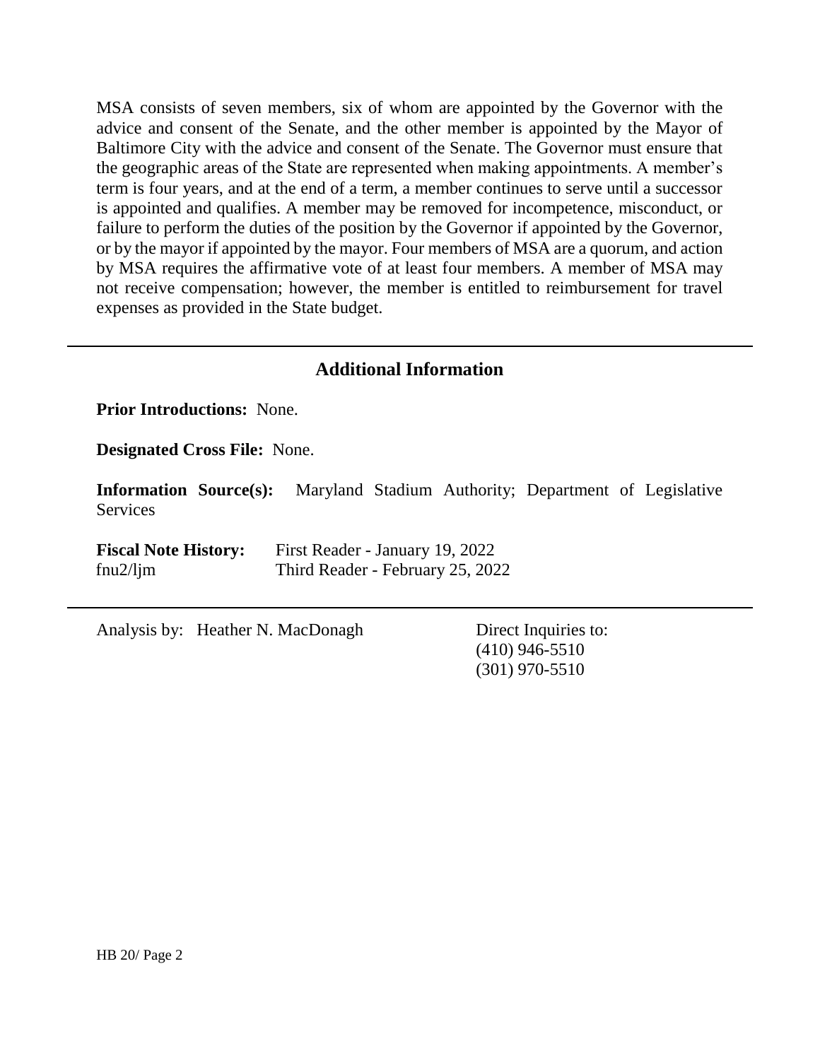MSA consists of seven members, six of whom are appointed by the Governor with the advice and consent of the Senate, and the other member is appointed by the Mayor of Baltimore City with the advice and consent of the Senate. The Governor must ensure that the geographic areas of the State are represented when making appointments. A member's term is four years, and at the end of a term, a member continues to serve until a successor is appointed and qualifies. A member may be removed for incompetence, misconduct, or failure to perform the duties of the position by the Governor if appointed by the Governor, or by the mayor if appointed by the mayor. Four members of MSA are a quorum, and action by MSA requires the affirmative vote of at least four members. A member of MSA may not receive compensation; however, the member is entitled to reimbursement for travel expenses as provided in the State budget.

## Additional Information

**Prior Introductions:** None.

**Designated Cross File:** None.

**Information Source(s):** Maryland Stadium Authority; Department of Legislative Services

**Fiscal Note History:** First Reader - January 19, 2022
fnu2/ljm Third Reader - February 25, 2022

Analysis by: Heather N. MacDonagh

Direct Inquiries to:
(410) 946-5510
(301) 970-5510